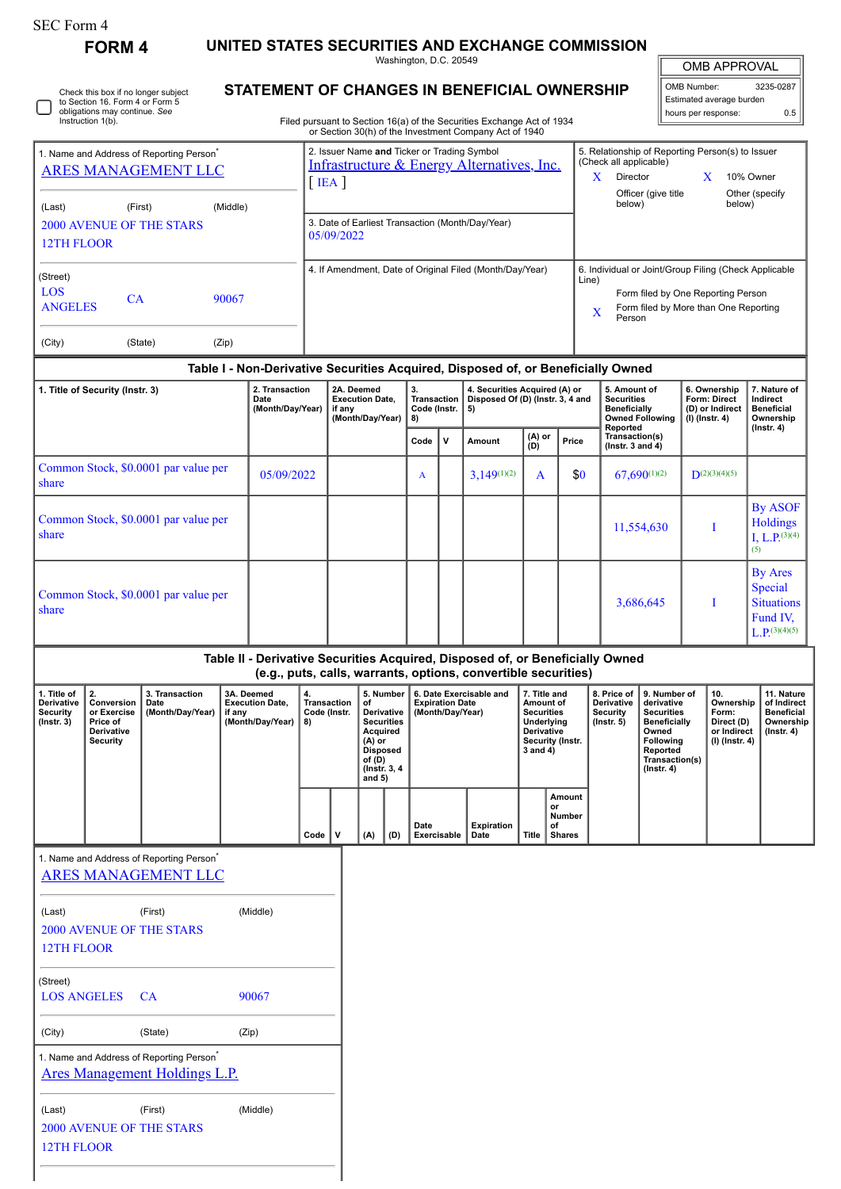SEC Form 4

# FORM 4

## UNITED STATES SECURITIES AND EXCHANGE COMMISSION

Washington, D.C. 20549

## STATEMENT OF CHANGES IN BENEFICIAL OWNERSHIP

Filed pursuant to Section 16(a) of the Securities Exchange Act of 1934 or Section 30(h) of the Investment Company Act of 1940

☐ Check this box if no longer subject to Section 16. Form 4 or Form 5 obligations may continue. *See* Instruction 1(b).

| OMB APPROVAL | |
|---|---|
| OMB Number: | 3235-0287 |
| Estimated average burden | |
| hours per response: | 0.5 |

| 1. Name and Address of Reporting Person* | 2. Issuer Name and Ticker or Trading Symbol | 5. Relationship of Reporting Person(s) to Issuer (Check all applicable) |
|---|---|---|
| ARES MANAGEMENT LLC | Infrastructure & Energy Alternatives, Inc. [ IEA ] | X Director; X 10% Owner; Officer (give title below); Other (specify below) |
| (Last) (First) (Middle) 2000 AVENUE OF THE STARS 12TH FLOOR | 3. Date of Earliest Transaction (Month/Day/Year) 05/09/2022 | |
| (Street) LOS ANGELES CA 90067 | 4. If Amendment, Date of Original Filed (Month/Day/Year) | 6. Individual or Joint/Group Filing (Check Applicable Line) Form filed by One Reporting Person; X Form filed by More than One Reporting Person |
| (City) (State) (Zip) | | |

### Table I - Non-Derivative Securities Acquired, Disposed of, or Beneficially Owned

| 1. Title of Security (Instr. 3) | 2. Transaction Date (Month/Day/Year) | 2A. Deemed Execution Date, if any (Month/Day/Year) | 3. Transaction Code (Instr. 8) | | 4. Securities Acquired (A) or Disposed Of (D) (Instr. 3, 4 and 5) | | | 5. Amount of Securities Beneficially Owned Following Reported Transaction(s) (Instr. 3 and 4) | 6. Ownership Form: Direct (D) or Indirect (I) (Instr. 4) | 7. Nature of Indirect Beneficial Ownership (Instr. 4) |
|---|---|---|---|---|---|---|---|---|---|---|
| | | | Code | V | Amount | (A) or (D) | Price | | | |
| Common Stock, $0.0001 par value per share | 05/09/2022 | | A | | 3,149[1][2] | A | $0 | 67,690[1][2] | D[2][3][4][5] | |
| Common Stock, $0.0001 par value per share | | | | | | | | 11,554,630 | I | By ASOF Holdings I, L.P.[3][4][5] |
| Common Stock, $0.0001 par value per share | | | | | | | | 3,686,645 | I | By Ares Special Situations Fund IV, L.P.[3][4][5] |

### Table II - Derivative Securities Acquired, Disposed of, or Beneficially Owned (e.g., puts, calls, warrants, options, convertible securities)

| 1. Title of Derivative Security (Instr. 3) | 2. Conversion or Exercise Price of Derivative Security | 3. Transaction Date (Month/Day/Year) | 3A. Deemed Execution Date, if any (Month/Day/Year) | 4. Transaction Code (Instr. 8) | | 5. Number of Derivative Securities Acquired (A) or Disposed of (D) (Instr. 3, 4 and 5) | | 6. Date Exercisable and Expiration Date (Month/Day/Year) | | 7. Title and Amount of Securities Underlying Derivative Security (Instr. 3 and 4) | | 8. Price of Derivative Security (Instr. 5) | 9. Number of derivative Securities Beneficially Owned Following Reported Transaction(s) (Instr. 4) | 10. Ownership Form: Direct (D) or Indirect (I) (Instr. 4) | 11. Nature of Indirect Beneficial Ownership (Instr. 4) |
|---|---|---|---|---|---|---|---|---|---|---|---|---|---|---|---|
| | | | | Code | V | (A) | (D) | Date Exercisable | Expiration Date | Title | Amount or Number of Shares | | | | |

1. Name and Address of Reporting Person*

ARES MANAGEMENT LLC

(Last) (First) (Middle)

2000 AVENUE OF THE STARS

12TH FLOOR

(Street)

LOS ANGELES CA 90067

(City) (State) (Zip)

1. Name and Address of Reporting Person*

Ares Management Holdings L.P.

(Last) (First) (Middle)

2000 AVENUE OF THE STARS

12TH FLOOR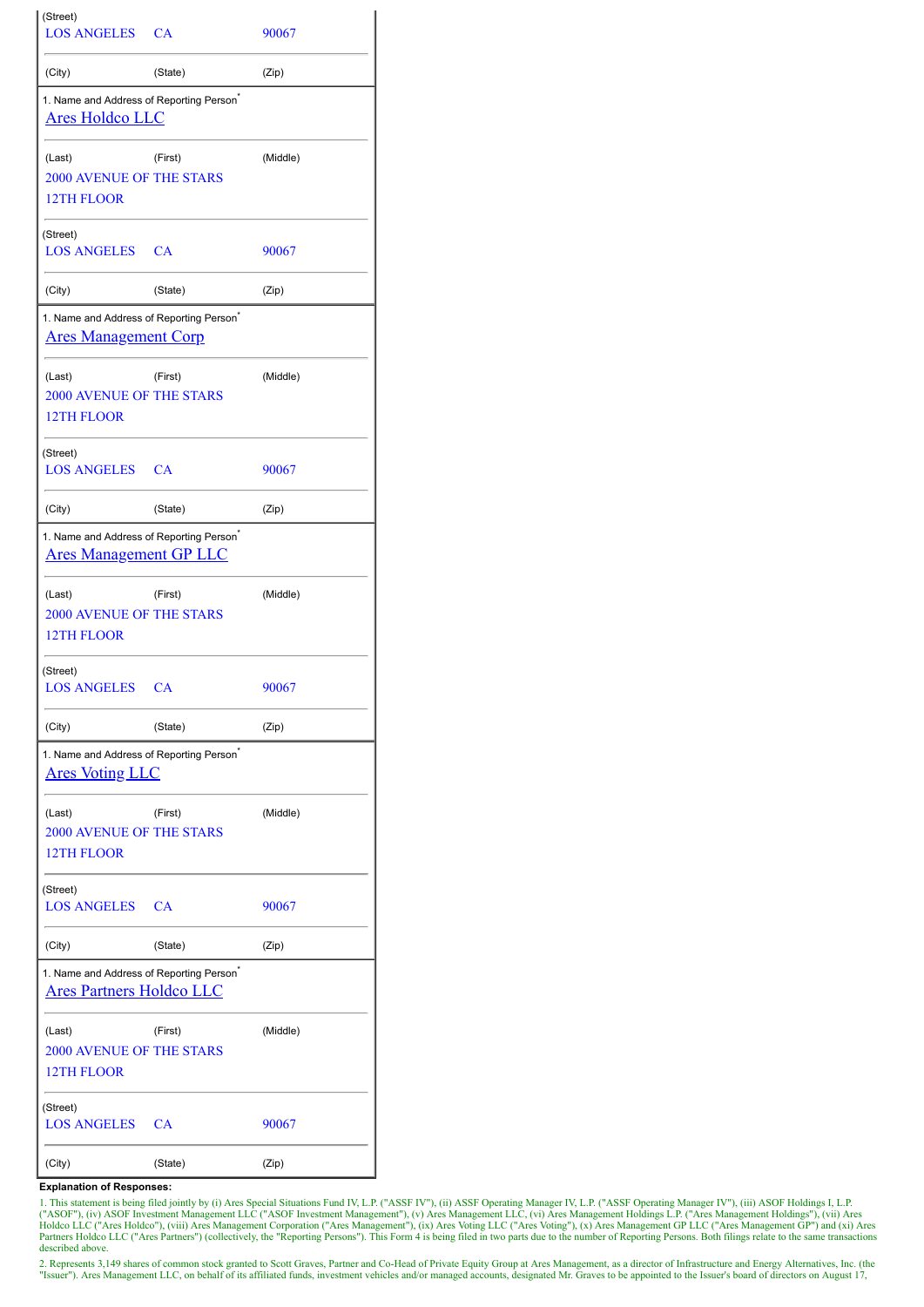| (Street) | | |
|---|---|---|
| LOS ANGELES | CA | 90067 |
| (City) | (State) | (Zip) |

| 1. Name and Address of Reporting Person* | | |
|---|---|---|
| Ares Holdco LLC | | |
| (Last) | (First) | (Middle) |
| 2000 AVENUE OF THE STARS<br>12TH FLOOR | | |
| (Street) | | |
| LOS ANGELES | CA | 90067 |
| (City) | (State) | (Zip) |

| 1. Name and Address of Reporting Person* | | |
|---|---|---|
| Ares Management Corp | | |
| (Last) | (First) | (Middle) |
| 2000 AVENUE OF THE STARS<br>12TH FLOOR | | |
| (Street) | | |
| LOS ANGELES | CA | 90067 |
| (City) | (State) | (Zip) |

| 1. Name and Address of Reporting Person* | | |
|---|---|---|
| Ares Management GP LLC | | |
| (Last) | (First) | (Middle) |
| 2000 AVENUE OF THE STARS<br>12TH FLOOR | | |
| (Street) | | |
| LOS ANGELES | CA | 90067 |
| (City) | (State) | (Zip) |

| 1. Name and Address of Reporting Person* | | |
|---|---|---|
| Ares Voting LLC | | |
| (Last) | (First) | (Middle) |
| 2000 AVENUE OF THE STARS<br>12TH FLOOR | | |
| (Street) | | |
| LOS ANGELES | CA | 90067 |
| (City) | (State) | (Zip) |

| 1. Name and Address of Reporting Person* | | |
|---|---|---|
| Ares Partners Holdco LLC | | |
| (Last) | (First) | (Middle) |
| 2000 AVENUE OF THE STARS<br>12TH FLOOR | | |
| (Street) | | |
| LOS ANGELES | CA | 90067 |
| (City) | (State) | (Zip) |

**Explanation of Responses:**

1. This statement is being filed jointly by (i) Ares Special Situations Fund IV, L.P. ("ASSF IV"), (ii) ASSF Operating Manager IV, L.P. ("ASSF Operating Manager IV"), (iii) ASOF Holdings I, L.P. ("ASOF"), (iv) ASOF Investment Management LLC ("ASOF Investment Management"), (v) Ares Management LLC, (vi) Ares Management Holdings L.P. ("Ares Management Holdings"), (vii) Ares Holdco LLC ("Ares Holdco"), (viii) Ares Management Corporation ("Ares Management"), (ix) Ares Voting LLC ("Ares Voting"), (x) Ares Management GP LLC ("Ares Management GP") and (xi) Ares Partners Holdco LLC ("Ares Partners") (collectively, the "Reporting Persons"). This Form 4 is being filed in two parts due to the number of Reporting Persons. Both filings relate to the same transactions described above.

2. Represents 3,149 shares of common stock granted to Scott Graves, Partner and Co-Head of Private Equity Group at Ares Management, as a director of Infrastructure and Energy Alternatives, Inc. (the "Issuer"). Ares Management LLC, on behalf of its affiliated funds, investment vehicles and/or managed accounts, designated Mr. Graves to be appointed to the Issuer's board of directors on August 17,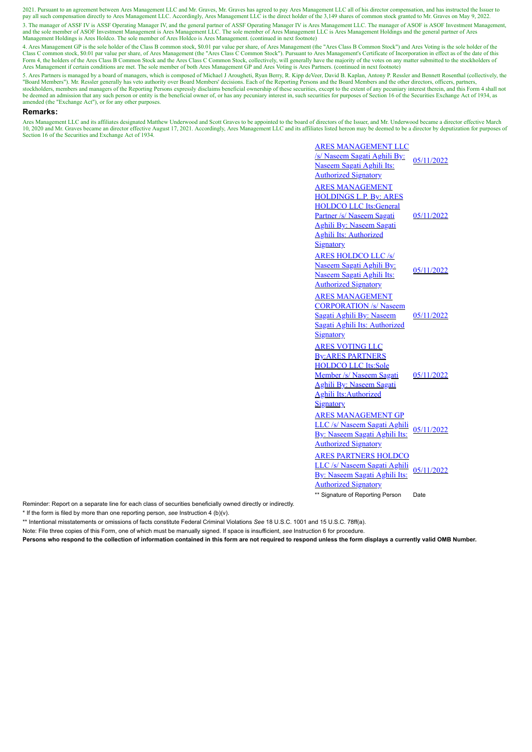2021. Pursuant to an agreement between Ares Management LLC and Mr. Graves, Mr. Graves has agreed to pay Ares Management LLC all of his director compensation, and has instructed the Issuer to pay all such compensation directly to Ares Management LLC. Accordingly, Ares Management LLC is the direct holder of the 3,149 shares of common stock granted to Mr. Graves on May 9, 2022.

3. The manager of ASSF IV is ASSF Operating Manager IV, and the general partner of ASSF Operating Manager IV is Ares Management LLC. The manager of ASOF is ASOF Investment Management, and the sole member of ASOF Investment Management is Ares Management LLC. The sole member of Ares Management LLC is Ares Management Holdings and the general partner of Ares Management Holdings is Ares Holdco. The sole member of Ares Holdco is Ares Management. (continued in next footnote)

4. Ares Management GP is the sole holder of the Class B common stock, $0.01 par value per share, of Ares Management (the "Ares Class B Common Stock") and Ares Voting is the sole holder of the Class C common stock, $0.01 par value per share, of Ares Management (the "Ares Class C Common Stock"). Pursuant to Ares Management's Certificate of Incorporation in effect as of the date of this Form 4, the holders of the Ares Class B Common Stock and the Ares Class C Common Stock, collectively, will generally have the majority of the votes on any matter submitted to the stockholders of Ares Management if certain conditions are met. The sole member of both Ares Management GP and Ares Voting is Ares Partners. (continued in next footnote)

5. Ares Partners is managed by a board of managers, which is composed of Michael J Arougheti, Ryan Berry, R. Kipp deVeer, David B. Kaplan, Antony P. Ressler and Bennett Rosenthal (collectively, the "Board Members"). Mr. Ressler generally has veto authority over Board Members' decisions. Each of the Reporting Persons and the Board Members and the other directors, officers, partners, stockholders, members and managers of the Reporting Persons expressly disclaims beneficial ownership of these securities, except to the extent of any pecuniary interest therein, and this Form 4 shall not be deemed an admission that any such person or entity is the beneficial owner of, or has any pecuniary interest in, such securities for purposes of Section 16 of the Securities Exchange Act of 1934, as amended (the "Exchange Act"), or for any other purposes.

## Remarks:

Ares Management LLC and its affiliates designated Matthew Underwood and Scott Graves to be appointed to the board of directors of the Issuer, and Mr. Underwood became a director effective March 10, 2020 and Mr. Graves became an director effective August 17, 2021. Accordingly, Ares Management LLC and its affiliates listed hereon may be deemed to be a director by deputization for purposes of Section 16 of the Securities and Exchange Act of 1934.

| | |
|---|---|
| ARES MANAGEMENT LLC /s/ Naseem Sagati Aghili By: Naseem Sagati Aghili Its: Authorized Signatory | 05/11/2022 |
| ARES MANAGEMENT HOLDINGS L.P. By: ARES HOLDCO LLC Its:General Partner /s/ Naseem Sagati Aghili By: Naseem Sagati Aghili Its: Authorized Signatory | 05/11/2022 |
| ARES HOLDCO LLC /s/ Naseem Sagati Aghili By: Naseem Sagati Aghili Its: Authorized Signatory | 05/11/2022 |
| ARES MANAGEMENT CORPORATION /s/ Naseem Sagati Aghili By: Naseem Sagati Aghili Its: Authorized Signatory | 05/11/2022 |
| ARES VOTING LLC By:ARES PARTNERS HOLDCO LLC Its:Sole Member /s/ Naseem Sagati Aghili By: Naseem Sagati Aghili Its:Authorized Signatory | 05/11/2022 |
| ARES MANAGEMENT GP LLC /s/ Naseem Sagati Aghili By: Naseem Sagati Aghili Its: Authorized Signatory | 05/11/2022 |
| ARES PARTNERS HOLDCO LLC /s/ Naseem Sagati Aghili By: Naseem Sagati Aghili Its: Authorized Signatory | 05/11/2022 |
| ** Signature of Reporting Person | Date |

Reminder: Report on a separate line for each class of securities beneficially owned directly or indirectly.

* If the form is filed by more than one reporting person, *see* Instruction 4 (b)(v).

** Intentional misstatements or omissions of facts constitute Federal Criminal Violations *See* 18 U.S.C. 1001 and 15 U.S.C. 78ff(a).

Note: File three copies of this Form, one of which must be manually signed. If space is insufficient, *see* Instruction 6 for procedure.

**Persons who respond to the collection of information contained in this form are not required to respond unless the form displays a currently valid OMB Number.**